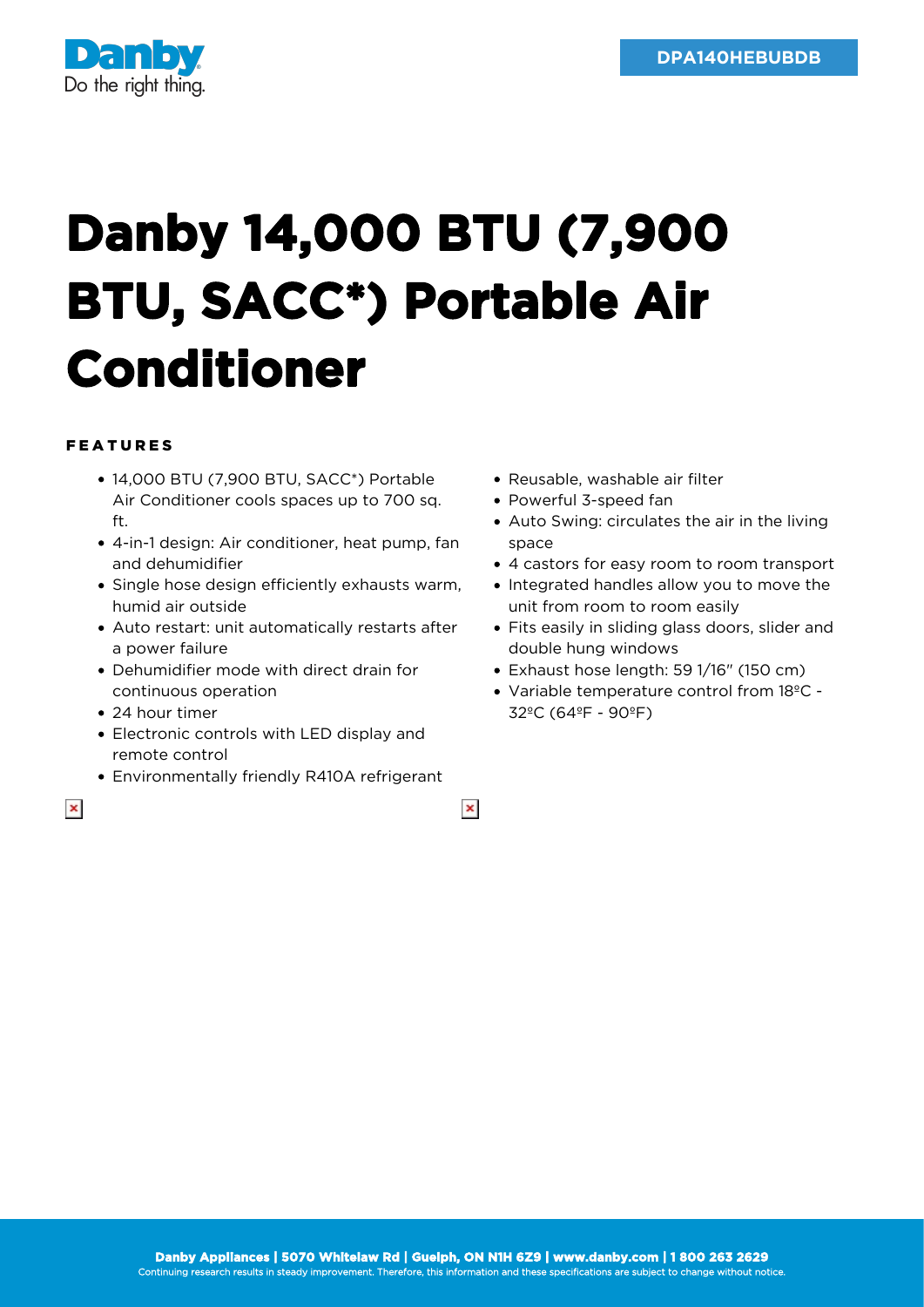DPA140HEBUBDB

# Danby 14,000 BTU (7,900 BTU, SACC*) Portable Air Conditioner

### FEATURES

- 14,000 BTU (7,900 BTU, SACC*) Portable Air Conditioner cools spaces up to 700 sq. ft.
- 4-in-1 design: Air conditioner, heat pump, fan and dehumidifier
- Single hose design efficiently exhausts warm, humid air outside
- Auto restart: unit automatically restarts after a power failure
- Dehumidifier mode with direct drain for continuous operation
- 24 hour timer
- Electronic controls with LED display and remote control
- Environmentally friendly R410A refrigerant
- Reusable, washable air filter
- Powerful 3-speed fan
- Auto Swing: circulates the air in the living space
- 4 castors for easy room to room transport
- Integrated handles allow you to move the unit from room to room easily
- Fits easily in sliding glass doors, slider and double hung windows
- Exhaust hose length: 59 1/16" (150 cm)
- Variable temperature control from 18ºC - 32ºC (64ºF - 90ºF)

**Danby Appliances | 5070 Whitelaw Rd | Guelph, ON N1H 6Z9 | www.danby.com | 1 800 263 2629**
Continuing research results in steady improvement. Therefore, this information and these specifications are subject to change without notice.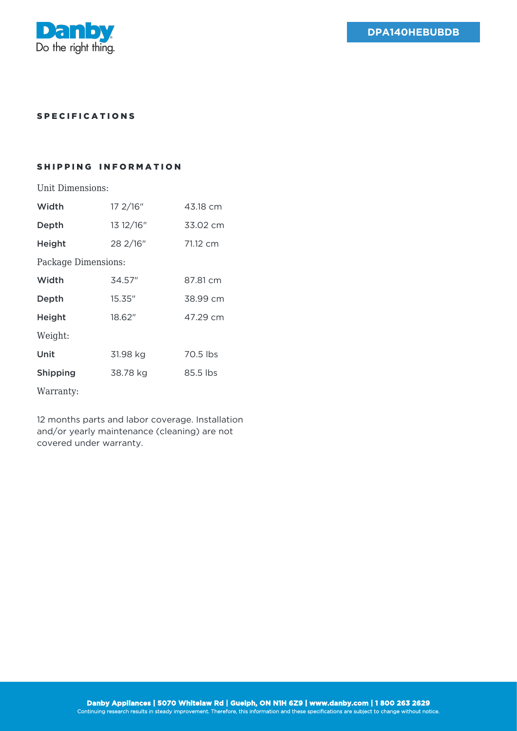DPA140HEBUBDB

## SPECIFICATIONS

### SHIPPING INFORMATION

Unit Dimensions:

| | | |
|---|---|---|
| **Width** | 17 2/16" | 43.18 cm |
| **Depth** | 13 12/16" | 33.02 cm |
| **Height** | 28 2/16" | 71.12 cm |

Package Dimensions:

| | | |
|---|---|---|
| **Width** | 34.57" | 87.81 cm |
| **Depth** | 15.35" | 38.99 cm |
| **Height** | 18.62" | 47.29 cm |

Weight:

| | | |
|---|---|---|
| **Unit** | 31.98 kg | 70.5 lbs |
| **Shipping** | 38.78 kg | 85.5 lbs |

Warranty:

12 months parts and labor coverage. Installation and/or yearly maintenance (cleaning) are not covered under warranty.

**Danby Appliances | 5070 Whitelaw Rd | Guelph, ON N1H 6Z9 | www.danby.com | 1 800 263 2629**
Continuing research results in steady improvement. Therefore, this information and these specifications are subject to change without notice.